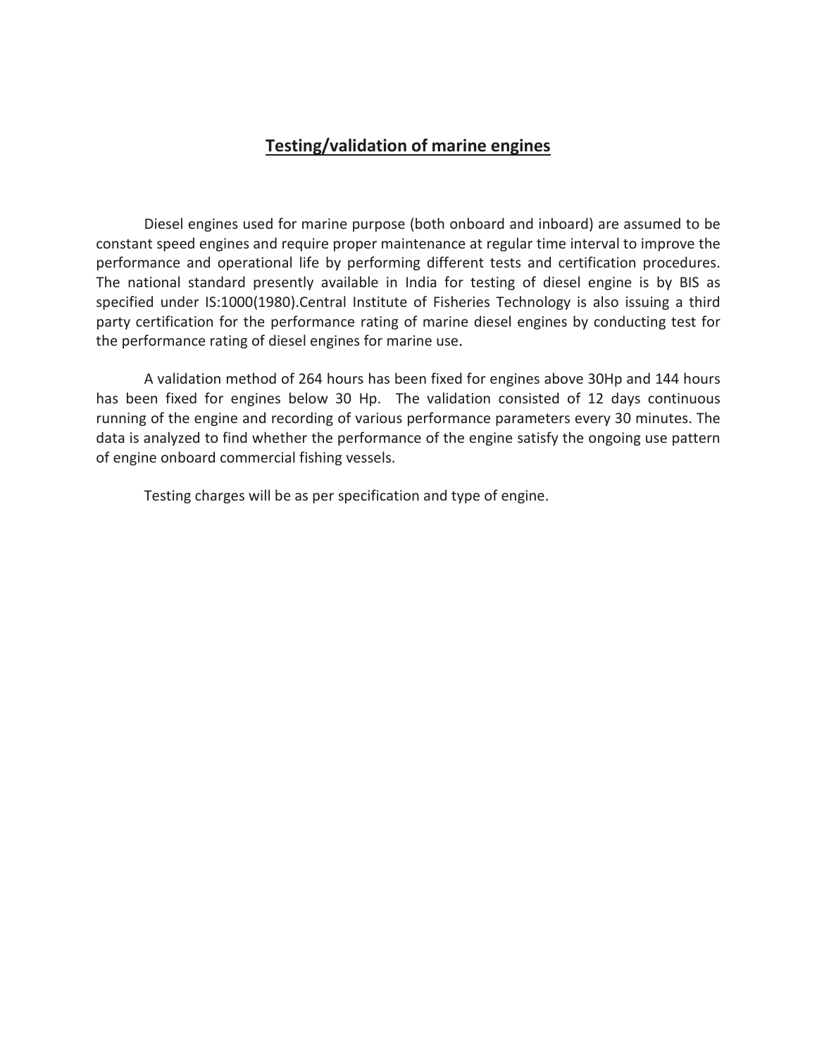# **Testing/validation of marine engines**

Diesel engines used for marine purpose (both onboard and inboard) are assumed to be constant speed engines and require proper maintenance at regular time interval to improve the performance and operational life by performing different tests and certification procedures. The national standard presently available in India for testing of diesel engine is by BIS as specified under IS:1000(1980).Central Institute of Fisheries Technology is also issuing a third party certification for the performance rating of marine diesel engines by conducting test for the performance rating of diesel engines for marine use.

A validation method of 264 hours has been fixed for engines above 30Hp and 144 hours has been fixed for engines below 30 Hp. The validation consisted of 12 days continuous running of the engine and recording of various performance parameters every 30 minutes. The data is analyzed to find whether the performance of the engine satisfy the ongoing use pattern of engine onboard commercial fishing vessels.

Testing charges will be as per specification and type of engine.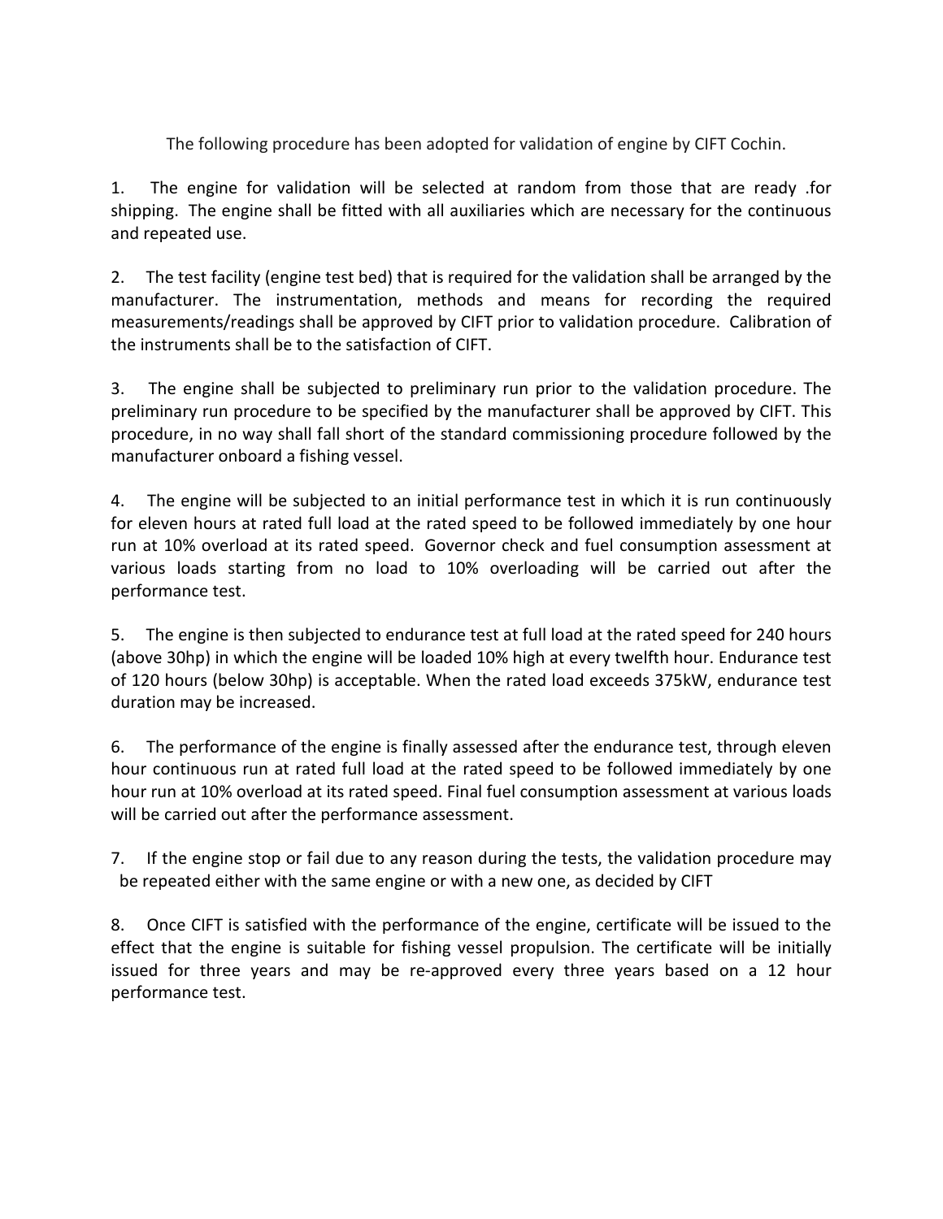The following procedure has been adopted for validation of engine by CIFT Cochin.

1. The engine for validation will be selected at random from those that are ready .for shipping. The engine shall be fitted with all auxiliaries which are necessary for the continuous and repeated use.

2. The test facility (engine test bed) that is required for the validation shall be arranged by the manufacturer. The instrumentation, methods and means for recording the required measurements/readings shall be approved by CIFT prior to validation procedure. Calibration of the instruments shall be to the satisfaction of CIFT.

3. The engine shall be subjected to preliminary run prior to the validation procedure. The preliminary run procedure to be specified by the manufacturer shall be approved by CIFT. This procedure, in no way shall fall short of the standard commissioning procedure followed by the manufacturer onboard a fishing vessel.

4. The engine will be subjected to an initial performance test in which it is run continuously for eleven hours at rated full load at the rated speed to be followed immediately by one hour run at 10% overload at its rated speed. Governor check and fuel consumption assessment at various loads starting from no load to 10% overloading will be carried out after the performance test.

5. The engine is then subjected to endurance test at full load at the rated speed for 240 hours (above 30hp) in which the engine will be loaded 10% high at every twelfth hour. Endurance test of 120 hours (below 30hp) is acceptable. When the rated load exceeds 375kW, endurance test duration may be increased.

6. The performance of the engine is finally assessed after the endurance test, through eleven hour continuous run at rated full load at the rated speed to be followed immediately by one hour run at 10% overload at its rated speed. Final fuel consumption assessment at various loads will be carried out after the performance assessment.

7. If the engine stop or fail due to any reason during the tests, the validation procedure may be repeated either with the same engine or with a new one, as decided by CIFT

8. Once CIFT is satisfied with the performance of the engine, certificate will be issued to the effect that the engine is suitable for fishing vessel propulsion. The certificate will be initially issued for three years and may be re-approved every three years based on a 12 hour performance test.